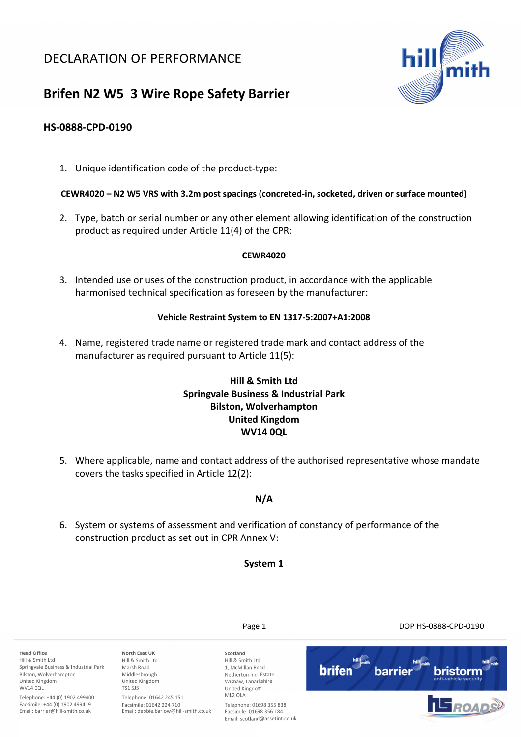# DECLARATION OF PERFORMANCE

## Brifen N2 W5 3 Wire Rope Safety Barrier

### HS-0888-CPD-0190

1. Unique identification code of the product-type:

**CEWR4020 – N2 W5 VRS with 3.2m post spacings (concreted-in, socketed, driven or surface mounted)**

2. Type, batch or serial number or any other element allowing identification of the construction product as required under Article 11(4) of the CPR:

**CEWR4020**

3. Intended use or uses of the construction product, in accordance with the applicable harmonised technical specification as foreseen by the manufacturer:

**Vehicle Restraint System to EN 1317-5:2007+A1:2008**

4. Name, registered trade name or registered trade mark and contact address of the manufacturer as required pursuant to Article 11(5):

**Hill & Smith Ltd**
**Springvale Business & Industrial Park**
**Bilston, Wolverhampton**
**United Kingdom**
**WV14 0QL**

5. Where applicable, name and contact address of the authorised representative whose mandate covers the tasks specified in Article 12(2):

**N/A**

6. System or systems of assessment and verification of constancy of performance of the construction product as set out in CPR Annex V:

**System 1**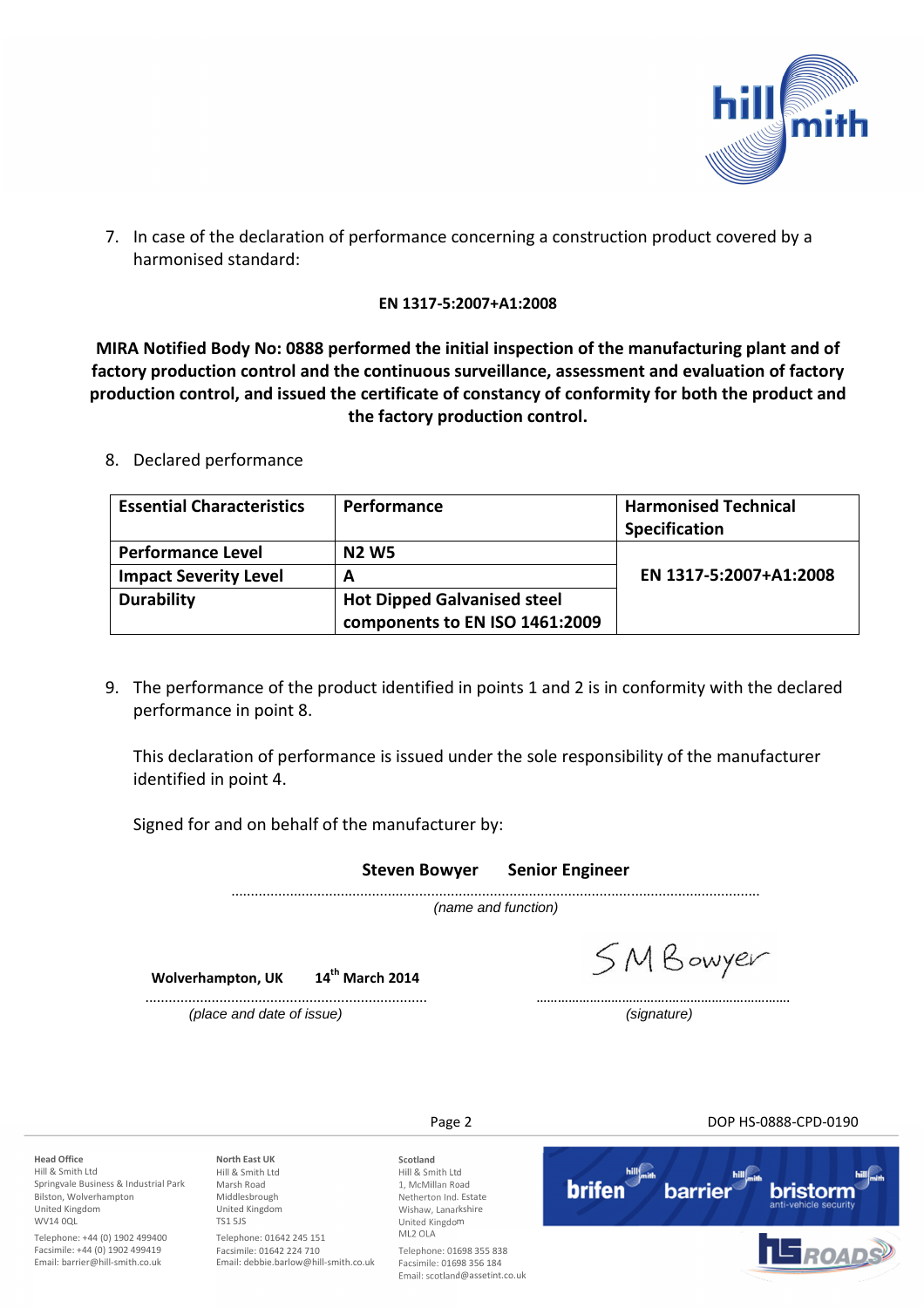7. In case of the declaration of performance concerning a construction product covered by a harmonised standard:

**EN 1317-5:2007+A1:2008**

**MIRA Notified Body No: 0888 performed the initial inspection of the manufacturing plant and of factory production control and the continuous surveillance, assessment and evaluation of factory production control, and issued the certificate of constancy of conformity for both the product and the factory production control.**

8. Declared performance

| Essential Characteristics | Performance | Harmonised Technical Specification |
|---|---|---|
| **Performance Level** | **N2 W5** | **EN 1317-5:2007+A1:2008** |
| **Impact Severity Level** | **A** | |
| **Durability** | **Hot Dipped Galvanised steel components to EN ISO 1461:2009** | |

9. The performance of the product identified in points 1 and 2 is in conformity with the declared performance in point 8.

   This declaration of performance is issued under the sole responsibility of the manufacturer identified in point 4.

   Signed for and on behalf of the manufacturer by:

**Steven Bowyer Senior Engineer**

*(name and function)*

**Wolverhampton, UK 14th March 2014**

*(place and date of issue)*

SM Bowyer

*(signature)*

DOP HS-0888-CPD-0190

**Head Office**
Hill & Smith Ltd
Springvale Business & Industrial Park
Bilston, Wolverhampton
United Kingdom
WV14 0QL
Telephone: +44 (0) 1902 499400
Facsimile: +44 (0) 1902 499419
Email: barrier@hill-smith.co.uk

**North East UK**
Hill & Smith Ltd
Marsh Road
Middlesbrough
United Kingdom
TS1 5JS
Telephone: 01642 245 151
Facsimile: 01642 224 710
Email: debbie.barlow@hill-smith.co.uk

**Scotland**
Hill & Smith Ltd
1, McMillan Road
Netherton Ind. Estate
Wishaw, Lanarkshire
United Kingdom
ML2 OLA
Telephone: 01698 355 838
Facsimile: 01698 356 184
Email: scotland@assetint.co.uk